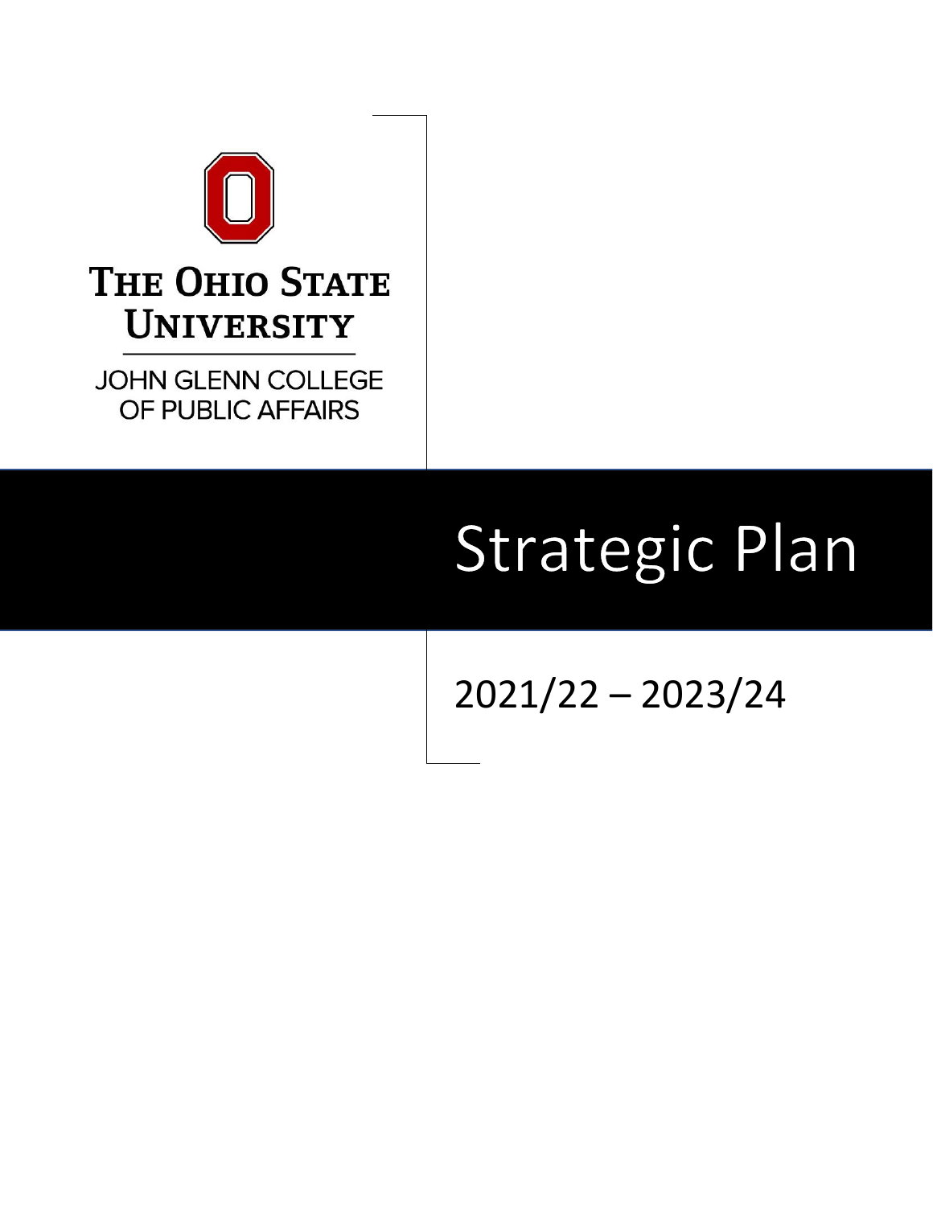THE OHIO STATE UNIVERSITY

JOHN GLENN COLLEGE OF PUBLIC AFFAIRS

# Strategic Plan

2021/22 – 2023/24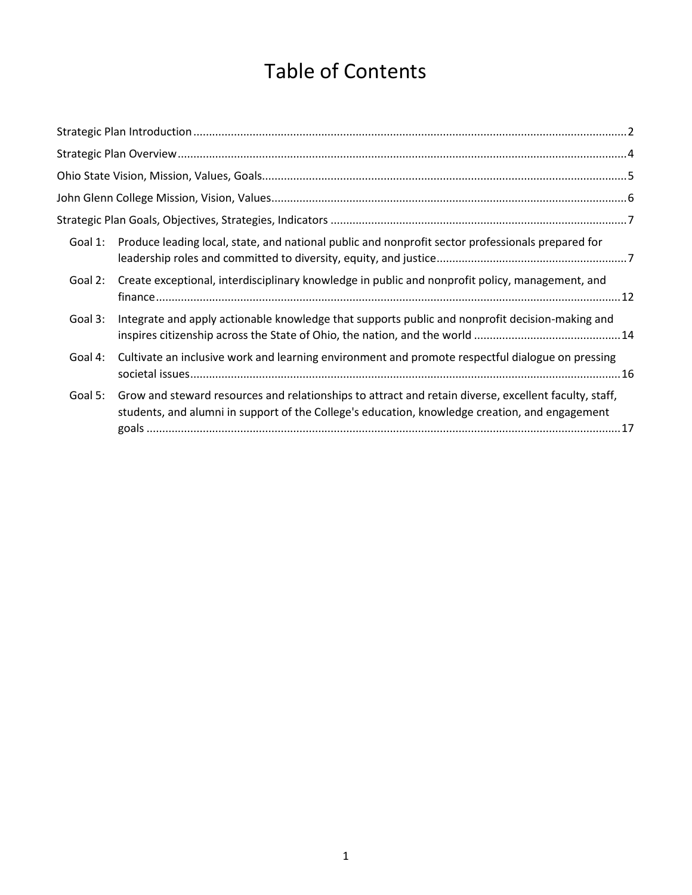# Table of Contents

Strategic Plan Introduction ........ 2

Strategic Plan Overview ........ 4

Ohio State Vision, Mission, Values, Goals ........ 5

John Glenn College Mission, Vision, Values ........ 6

Strategic Plan Goals, Objectives, Strategies, Indicators ........ 7

- Goal 1: Produce leading local, state, and national public and nonprofit sector professionals prepared for leadership roles and committed to diversity, equity, and justice ........ 7
- Goal 2: Create exceptional, interdisciplinary knowledge in public and nonprofit policy, management, and finance ........ 12
- Goal 3: Integrate and apply actionable knowledge that supports public and nonprofit decision-making and inspires citizenship across the State of Ohio, the nation, and the world ........ 14
- Goal 4: Cultivate an inclusive work and learning environment and promote respectful dialogue on pressing societal issues ........ 16
- Goal 5: Grow and steward resources and relationships to attract and retain diverse, excellent faculty, staff, students, and alumni in support of the College's education, knowledge creation, and engagement goals ........ 17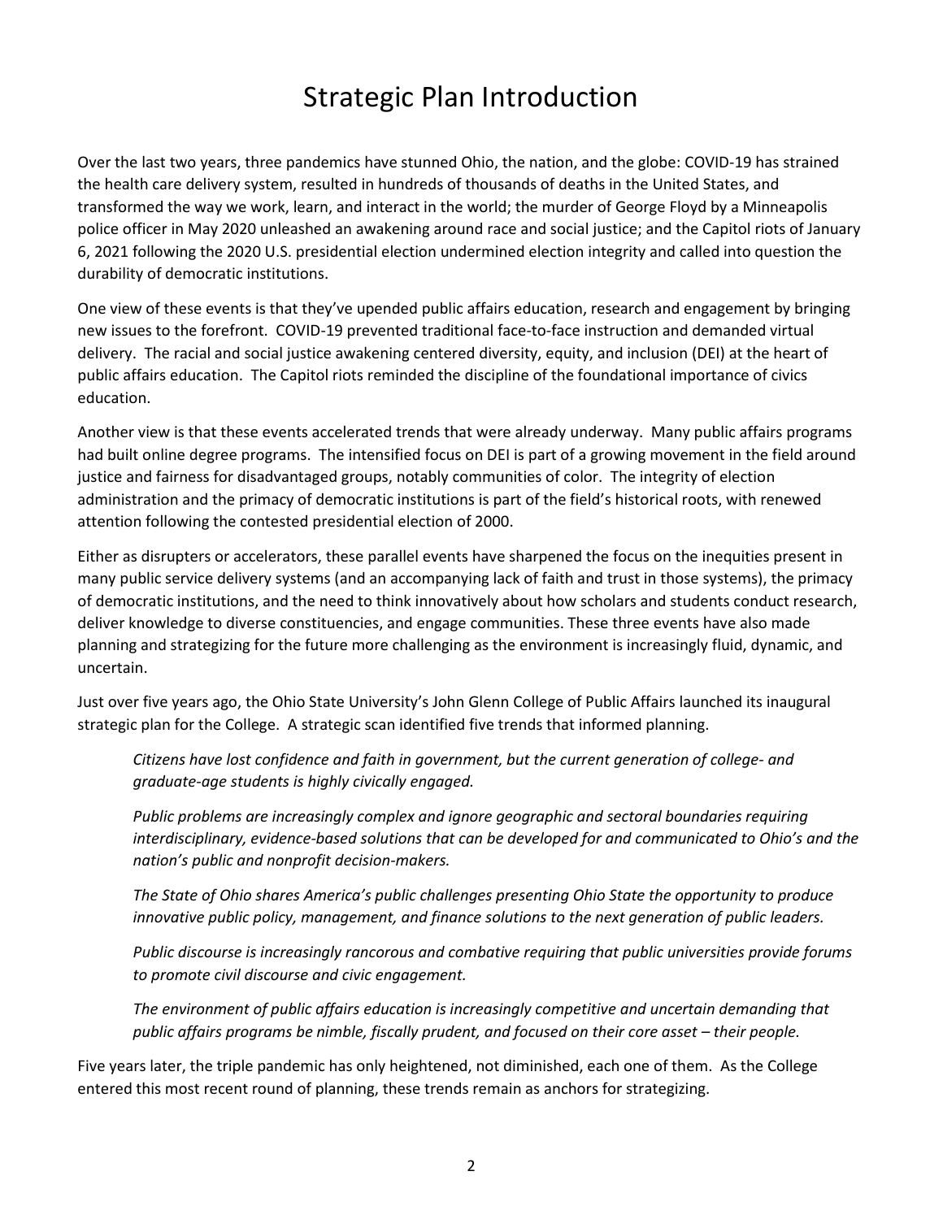# Strategic Plan Introduction

Over the last two years, three pandemics have stunned Ohio, the nation, and the globe: COVID-19 has strained the health care delivery system, resulted in hundreds of thousands of deaths in the United States, and transformed the way we work, learn, and interact in the world; the murder of George Floyd by a Minneapolis police officer in May 2020 unleashed an awakening around race and social justice; and the Capitol riots of January 6, 2021 following the 2020 U.S. presidential election undermined election integrity and called into question the durability of democratic institutions.

One view of these events is that they've upended public affairs education, research and engagement by bringing new issues to the forefront. COVID-19 prevented traditional face-to-face instruction and demanded virtual delivery. The racial and social justice awakening centered diversity, equity, and inclusion (DEI) at the heart of public affairs education. The Capitol riots reminded the discipline of the foundational importance of civics education.

Another view is that these events accelerated trends that were already underway. Many public affairs programs had built online degree programs. The intensified focus on DEI is part of a growing movement in the field around justice and fairness for disadvantaged groups, notably communities of color. The integrity of election administration and the primacy of democratic institutions is part of the field's historical roots, with renewed attention following the contested presidential election of 2000.

Either as disrupters or accelerators, these parallel events have sharpened the focus on the inequities present in many public service delivery systems (and an accompanying lack of faith and trust in those systems), the primacy of democratic institutions, and the need to think innovatively about how scholars and students conduct research, deliver knowledge to diverse constituencies, and engage communities. These three events have also made planning and strategizing for the future more challenging as the environment is increasingly fluid, dynamic, and uncertain.

Just over five years ago, the Ohio State University's John Glenn College of Public Affairs launched its inaugural strategic plan for the College. A strategic scan identified five trends that informed planning.

> *Citizens have lost confidence and faith in government, but the current generation of college- and graduate-age students is highly civically engaged.*
>
> *Public problems are increasingly complex and ignore geographic and sectoral boundaries requiring interdisciplinary, evidence-based solutions that can be developed for and communicated to Ohio's and the nation's public and nonprofit decision-makers.*
>
> *The State of Ohio shares America's public challenges presenting Ohio State the opportunity to produce innovative public policy, management, and finance solutions to the next generation of public leaders.*
>
> *Public discourse is increasingly rancorous and combative requiring that public universities provide forums to promote civil discourse and civic engagement.*
>
> *The environment of public affairs education is increasingly competitive and uncertain demanding that public affairs programs be nimble, fiscally prudent, and focused on their core asset – their people.*

Five years later, the triple pandemic has only heightened, not diminished, each one of them. As the College entered this most recent round of planning, these trends remain as anchors for strategizing.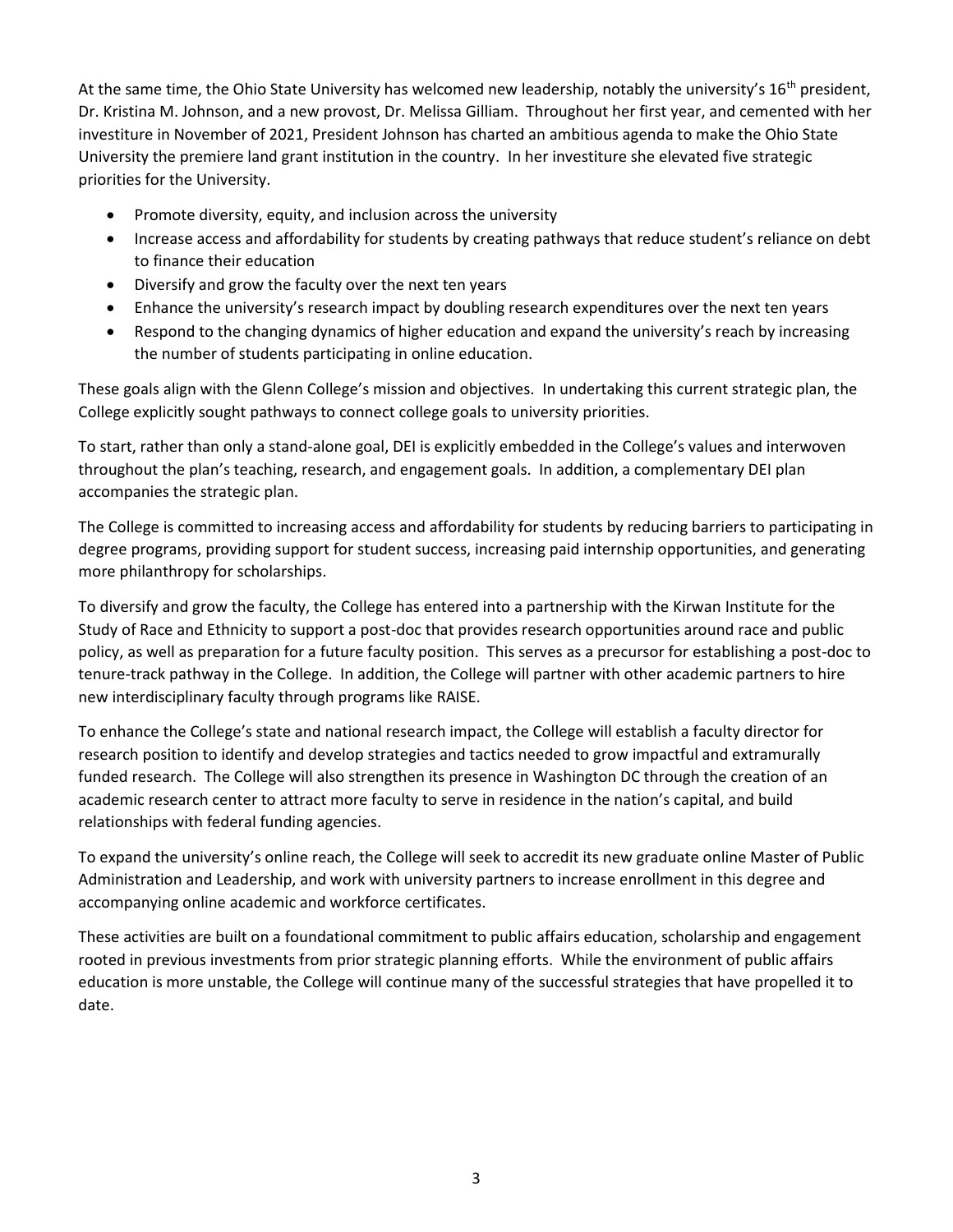At the same time, the Ohio State University has welcomed new leadership, notably the university's 16th president, Dr. Kristina M. Johnson, and a new provost, Dr. Melissa Gilliam. Throughout her first year, and cemented with her investiture in November of 2021, President Johnson has charted an ambitious agenda to make the Ohio State University the premiere land grant institution in the country. In her investiture she elevated five strategic priorities for the University.

- Promote diversity, equity, and inclusion across the university
- Increase access and affordability for students by creating pathways that reduce student's reliance on debt to finance their education
- Diversify and grow the faculty over the next ten years
- Enhance the university's research impact by doubling research expenditures over the next ten years
- Respond to the changing dynamics of higher education and expand the university's reach by increasing the number of students participating in online education.

These goals align with the Glenn College's mission and objectives. In undertaking this current strategic plan, the College explicitly sought pathways to connect college goals to university priorities.

To start, rather than only a stand-alone goal, DEI is explicitly embedded in the College's values and interwoven throughout the plan's teaching, research, and engagement goals. In addition, a complementary DEI plan accompanies the strategic plan.

The College is committed to increasing access and affordability for students by reducing barriers to participating in degree programs, providing support for student success, increasing paid internship opportunities, and generating more philanthropy for scholarships.

To diversify and grow the faculty, the College has entered into a partnership with the Kirwan Institute for the Study of Race and Ethnicity to support a post-doc that provides research opportunities around race and public policy, as well as preparation for a future faculty position. This serves as a precursor for establishing a post-doc to tenure-track pathway in the College. In addition, the College will partner with other academic partners to hire new interdisciplinary faculty through programs like RAISE.

To enhance the College's state and national research impact, the College will establish a faculty director for research position to identify and develop strategies and tactics needed to grow impactful and extramurally funded research. The College will also strengthen its presence in Washington DC through the creation of an academic research center to attract more faculty to serve in residence in the nation's capital, and build relationships with federal funding agencies.

To expand the university's online reach, the College will seek to accredit its new graduate online Master of Public Administration and Leadership, and work with university partners to increase enrollment in this degree and accompanying online academic and workforce certificates.

These activities are built on a foundational commitment to public affairs education, scholarship and engagement rooted in previous investments from prior strategic planning efforts. While the environment of public affairs education is more unstable, the College will continue many of the successful strategies that have propelled it to date.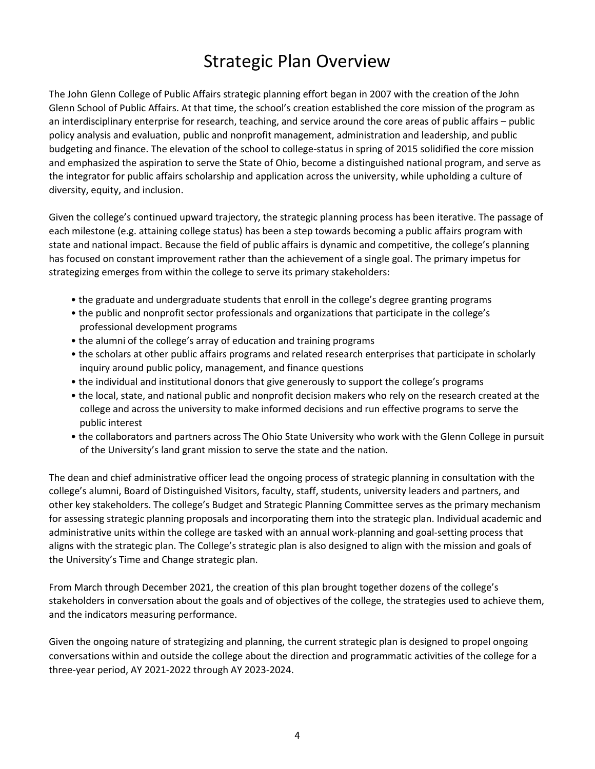# Strategic Plan Overview

The John Glenn College of Public Affairs strategic planning effort began in 2007 with the creation of the John Glenn School of Public Affairs. At that time, the school's creation established the core mission of the program as an interdisciplinary enterprise for research, teaching, and service around the core areas of public affairs – public policy analysis and evaluation, public and nonprofit management, administration and leadership, and public budgeting and finance. The elevation of the school to college-status in spring of 2015 solidified the core mission and emphasized the aspiration to serve the State of Ohio, become a distinguished national program, and serve as the integrator for public affairs scholarship and application across the university, while upholding a culture of diversity, equity, and inclusion.

Given the college's continued upward trajectory, the strategic planning process has been iterative. The passage of each milestone (e.g. attaining college status) has been a step towards becoming a public affairs program with state and national impact. Because the field of public affairs is dynamic and competitive, the college's planning has focused on constant improvement rather than the achievement of a single goal. The primary impetus for strategizing emerges from within the college to serve its primary stakeholders:

- the graduate and undergraduate students that enroll in the college's degree granting programs
- the public and nonprofit sector professionals and organizations that participate in the college's professional development programs
- the alumni of the college's array of education and training programs
- the scholars at other public affairs programs and related research enterprises that participate in scholarly inquiry around public policy, management, and finance questions
- the individual and institutional donors that give generously to support the college's programs
- the local, state, and national public and nonprofit decision makers who rely on the research created at the college and across the university to make informed decisions and run effective programs to serve the public interest
- the collaborators and partners across The Ohio State University who work with the Glenn College in pursuit of the University's land grant mission to serve the state and the nation.

The dean and chief administrative officer lead the ongoing process of strategic planning in consultation with the college's alumni, Board of Distinguished Visitors, faculty, staff, students, university leaders and partners, and other key stakeholders. The college's Budget and Strategic Planning Committee serves as the primary mechanism for assessing strategic planning proposals and incorporating them into the strategic plan. Individual academic and administrative units within the college are tasked with an annual work-planning and goal-setting process that aligns with the strategic plan. The College's strategic plan is also designed to align with the mission and goals of the University's Time and Change strategic plan.

From March through December 2021, the creation of this plan brought together dozens of the college's stakeholders in conversation about the goals and of objectives of the college, the strategies used to achieve them, and the indicators measuring performance.

Given the ongoing nature of strategizing and planning, the current strategic plan is designed to propel ongoing conversations within and outside the college about the direction and programmatic activities of the college for a three-year period, AY 2021-2022 through AY 2023-2024.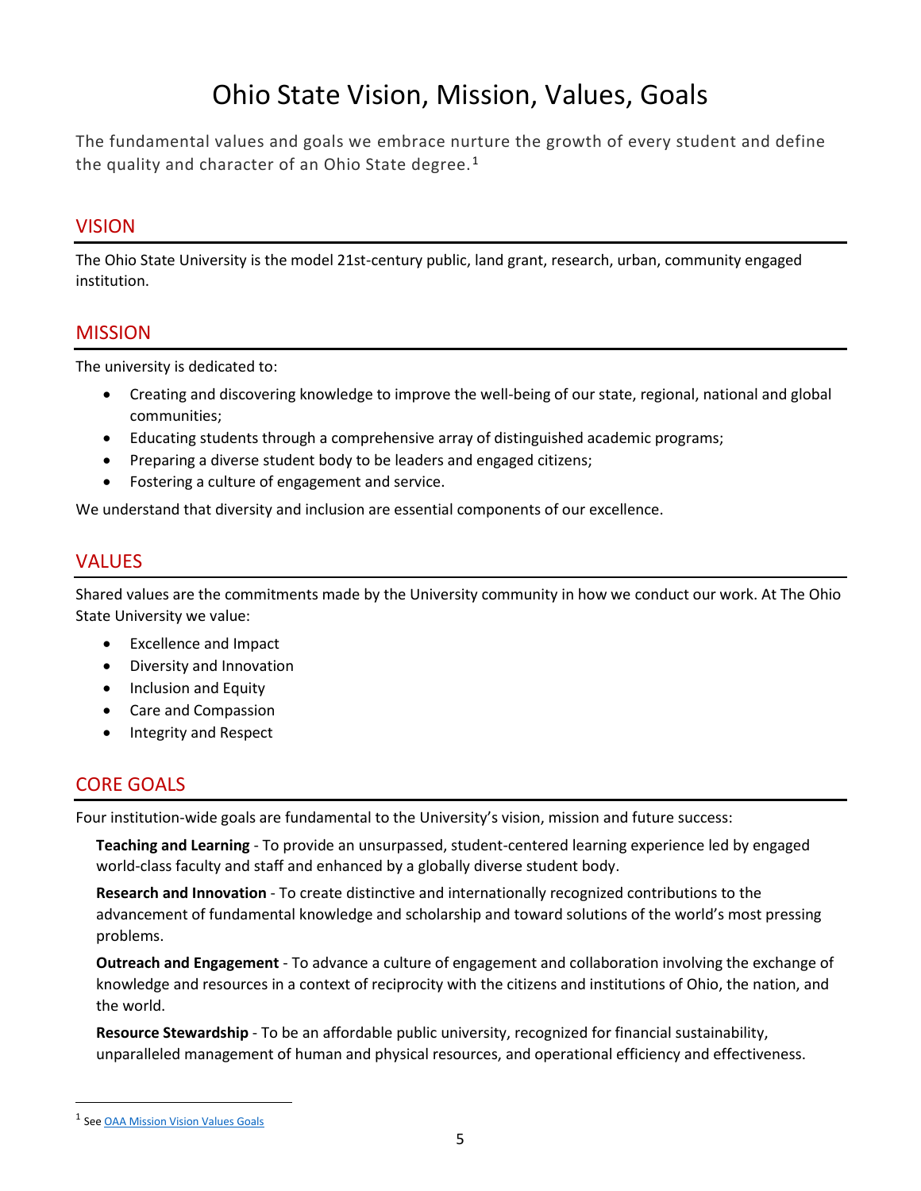# Ohio State Vision, Mission, Values, Goals

The fundamental values and goals we embrace nurture the growth of every student and define the quality and character of an Ohio State degree.[1]

## VISION

The Ohio State University is the model 21st-century public, land grant, research, urban, community engaged institution.

## MISSION

The university is dedicated to:

- Creating and discovering knowledge to improve the well-being of our state, regional, national and global communities;
- Educating students through a comprehensive array of distinguished academic programs;
- Preparing a diverse student body to be leaders and engaged citizens;
- Fostering a culture of engagement and service.

We understand that diversity and inclusion are essential components of our excellence.

## VALUES

Shared values are the commitments made by the University community in how we conduct our work. At The Ohio State University we value:

- Excellence and Impact
- Diversity and Innovation
- Inclusion and Equity
- Care and Compassion
- Integrity and Respect

## CORE GOALS

Four institution-wide goals are fundamental to the University's vision, mission and future success:

**Teaching and Learning** - To provide an unsurpassed, student-centered learning experience led by engaged world-class faculty and staff and enhanced by a globally diverse student body.

**Research and Innovation** - To create distinctive and internationally recognized contributions to the advancement of fundamental knowledge and scholarship and toward solutions of the world's most pressing problems.

**Outreach and Engagement** - To advance a culture of engagement and collaboration involving the exchange of knowledge and resources in a context of reciprocity with the citizens and institutions of Ohio, the nation, and the world.

**Resource Stewardship** - To be an affordable public university, recognized for financial sustainability, unparalleled management of human and physical resources, and operational efficiency and effectiveness.

---

[1] See OAA Mission Vision Values Goals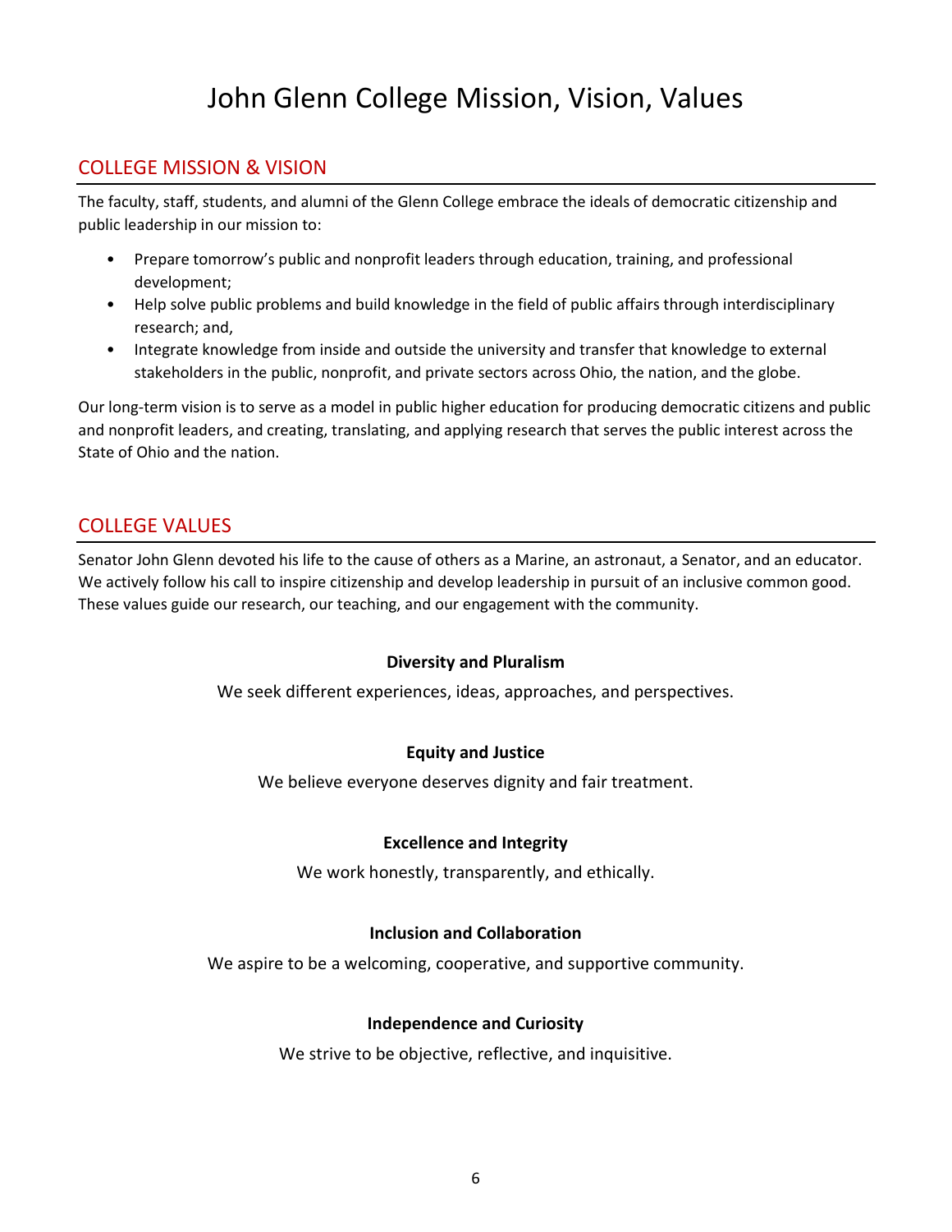# John Glenn College Mission, Vision, Values

## COLLEGE MISSION & VISION

The faculty, staff, students, and alumni of the Glenn College embrace the ideals of democratic citizenship and public leadership in our mission to:

- Prepare tomorrow's public and nonprofit leaders through education, training, and professional development;
- Help solve public problems and build knowledge in the field of public affairs through interdisciplinary research; and,
- Integrate knowledge from inside and outside the university and transfer that knowledge to external stakeholders in the public, nonprofit, and private sectors across Ohio, the nation, and the globe.

Our long-term vision is to serve as a model in public higher education for producing democratic citizens and public and nonprofit leaders, and creating, translating, and applying research that serves the public interest across the State of Ohio and the nation.

## COLLEGE VALUES

Senator John Glenn devoted his life to the cause of others as a Marine, an astronaut, a Senator, and an educator. We actively follow his call to inspire citizenship and develop leadership in pursuit of an inclusive common good. These values guide our research, our teaching, and our engagement with the community.

**Diversity and Pluralism**

We seek different experiences, ideas, approaches, and perspectives.

**Equity and Justice**

We believe everyone deserves dignity and fair treatment.

**Excellence and Integrity**

We work honestly, transparently, and ethically.

**Inclusion and Collaboration**

We aspire to be a welcoming, cooperative, and supportive community.

**Independence and Curiosity**

We strive to be objective, reflective, and inquisitive.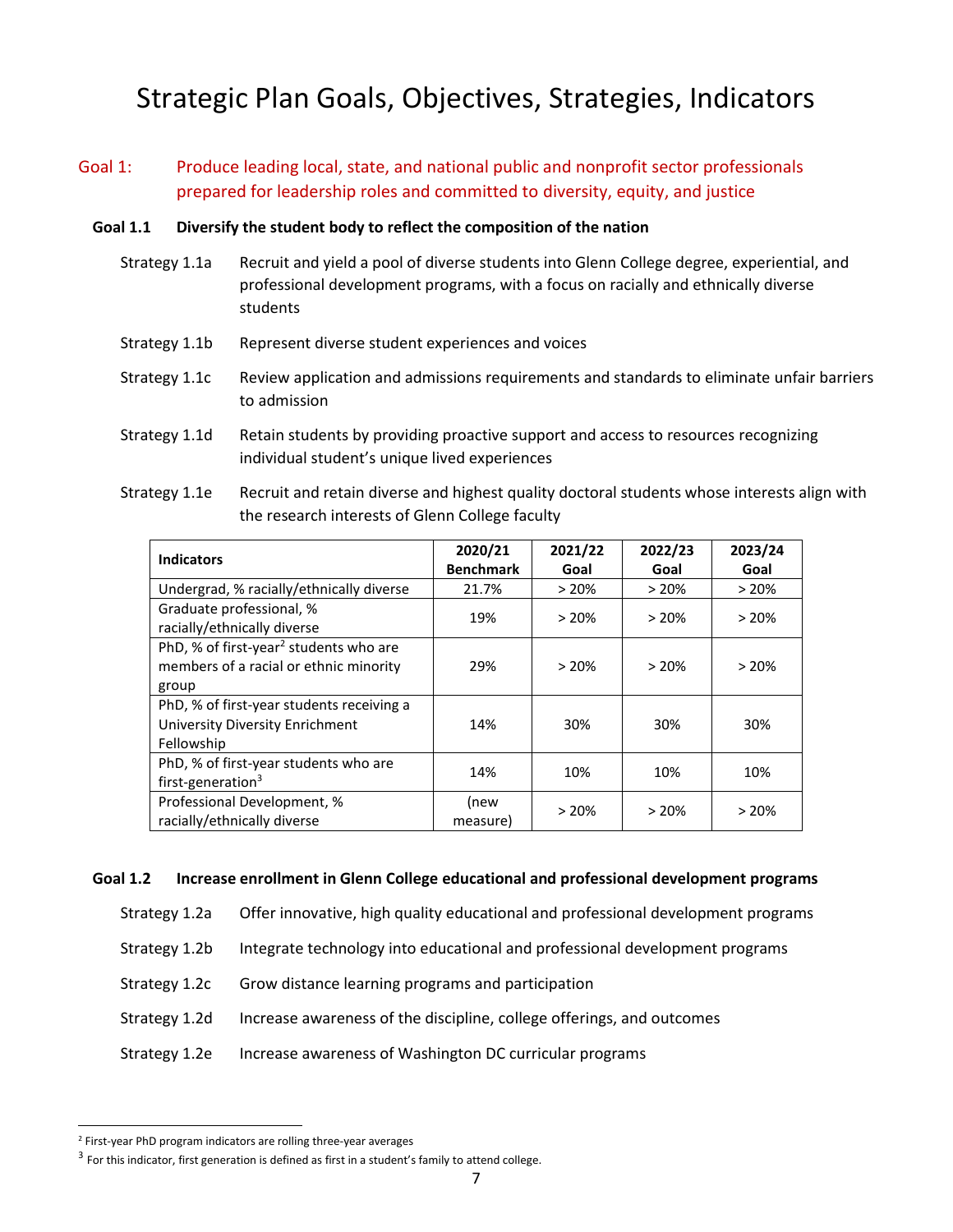# Strategic Plan Goals, Objectives, Strategies, Indicators

## Goal 1: Produce leading local, state, and national public and nonprofit sector professionals prepared for leadership roles and committed to diversity, equity, and justice

### Goal 1.1 Diversify the student body to reflect the composition of the nation

Strategy 1.1a Recruit and yield a pool of diverse students into Glenn College degree, experiential, and professional development programs, with a focus on racially and ethnically diverse students

Strategy 1.1b Represent diverse student experiences and voices

Strategy 1.1c Review application and admissions requirements and standards to eliminate unfair barriers to admission

Strategy 1.1d Retain students by providing proactive support and access to resources recognizing individual student's unique lived experiences

Strategy 1.1e Recruit and retain diverse and highest quality doctoral students whose interests align with the research interests of Glenn College faculty

| Indicators | 2020/21 Benchmark | 2021/22 Goal | 2022/23 Goal | 2023/24 Goal |
|---|---|---|---|---|
| Undergrad, % racially/ethnically diverse | 21.7% | > 20% | > 20% | > 20% |
| Graduate professional, % racially/ethnically diverse | 19% | > 20% | > 20% | > 20% |
| PhD, % of first-year[2] students who are members of a racial or ethnic minority group | 29% | > 20% | > 20% | > 20% |
| PhD, % of first-year students receiving a University Diversity Enrichment Fellowship | 14% | 30% | 30% | 30% |
| PhD, % of first-year students who are first-generation[3] | 14% | 10% | 10% | 10% |
| Professional Development, % racially/ethnically diverse | (new measure) | > 20% | > 20% | > 20% |

### Goal 1.2 Increase enrollment in Glenn College educational and professional development programs

Strategy 1.2a Offer innovative, high quality educational and professional development programs

Strategy 1.2b Integrate technology into educational and professional development programs

Strategy 1.2c Grow distance learning programs and participation

Strategy 1.2d Increase awareness of the discipline, college offerings, and outcomes

Strategy 1.2e Increase awareness of Washington DC curricular programs

---

[2] First-year PhD program indicators are rolling three-year averages

[3] For this indicator, first generation is defined as first in a student's family to attend college.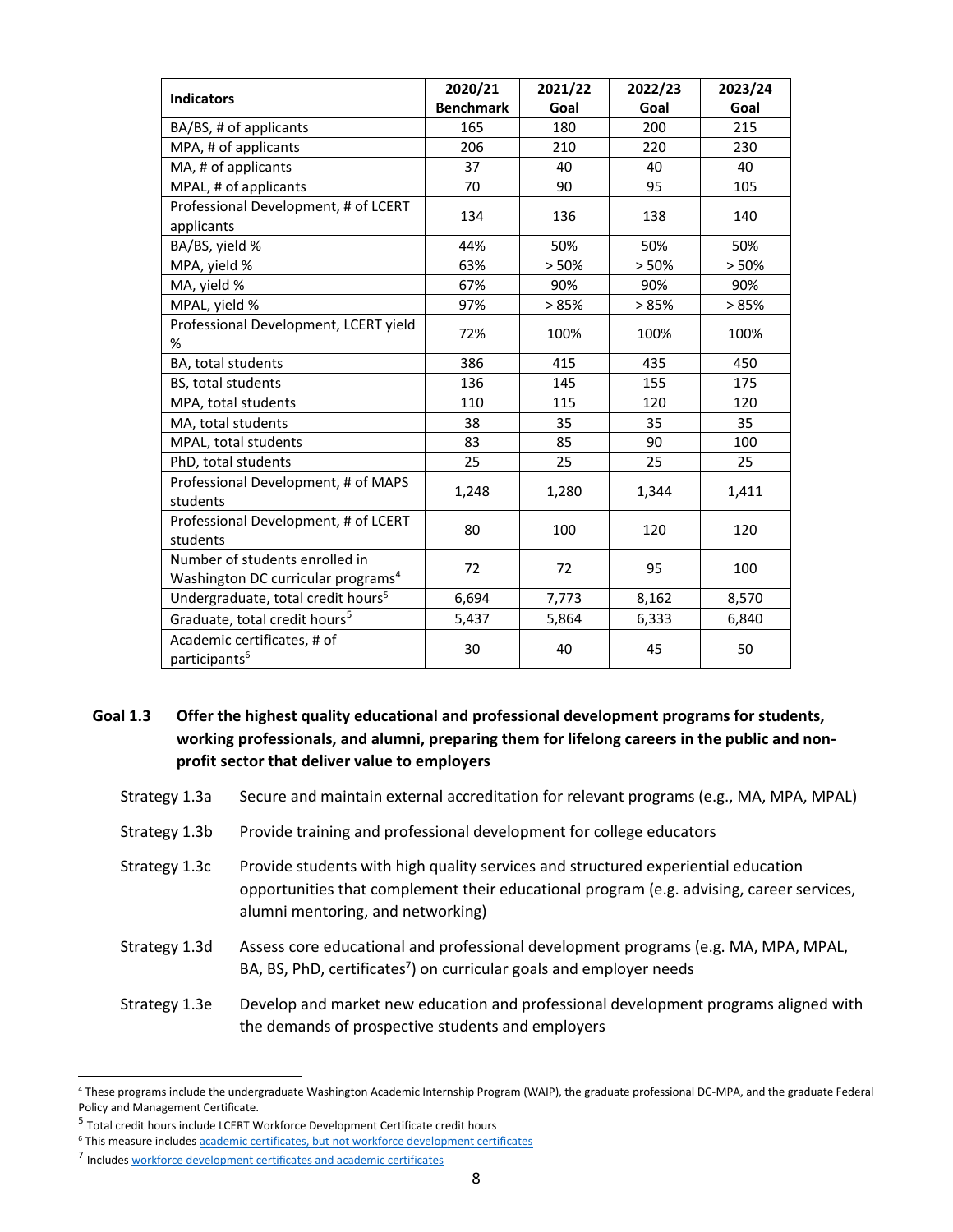| Indicators | 2020/21 Benchmark | 2021/22 Goal | 2022/23 Goal | 2023/24 Goal |
|---|---|---|---|---|
| BA/BS, # of applicants | 165 | 180 | 200 | 215 |
| MPA, # of applicants | 206 | 210 | 220 | 230 |
| MA, # of applicants | 37 | 40 | 40 | 40 |
| MPAL, # of applicants | 70 | 90 | 95 | 105 |
| Professional Development, # of LCERT applicants | 134 | 136 | 138 | 140 |
| BA/BS, yield % | 44% | 50% | 50% | 50% |
| MPA, yield % | 63% | > 50% | > 50% | > 50% |
| MA, yield % | 67% | 90% | 90% | 90% |
| MPAL, yield % | 97% | > 85% | > 85% | > 85% |
| Professional Development, LCERT yield % | 72% | 100% | 100% | 100% |
| BA, total students | 386 | 415 | 435 | 450 |
| BS, total students | 136 | 145 | 155 | 175 |
| MPA, total students | 110 | 115 | 120 | 120 |
| MA, total students | 38 | 35 | 35 | 35 |
| MPAL, total students | 83 | 85 | 90 | 100 |
| PhD, total students | 25 | 25 | 25 | 25 |
| Professional Development, # of MAPS students | 1,248 | 1,280 | 1,344 | 1,411 |
| Professional Development, # of LCERT students | 80 | 100 | 120 | 120 |
| Number of students enrolled in Washington DC curricular programs[4] | 72 | 72 | 95 | 100 |
| Undergraduate, total credit hours[5] | 6,694 | 7,773 | 8,162 | 8,570 |
| Graduate, total credit hours[5] | 5,437 | 5,864 | 6,333 | 6,840 |
| Academic certificates, # of participants[6] | 30 | 40 | 45 | 50 |

**Goal 1.3 Offer the highest quality educational and professional development programs for students, working professionals, and alumni, preparing them for lifelong careers in the public and non-profit sector that deliver value to employers**

- Strategy 1.3a Secure and maintain external accreditation for relevant programs (e.g., MA, MPA, MPAL)
- Strategy 1.3b Provide training and professional development for college educators
- Strategy 1.3c Provide students with high quality services and structured experiential education opportunities that complement their educational program (e.g. advising, career services, alumni mentoring, and networking)
- Strategy 1.3d Assess core educational and professional development programs (e.g. MA, MPA, MPAL, BA, BS, PhD, certificates[7]) on curricular goals and employer needs
- Strategy 1.3e Develop and market new education and professional development programs aligned with the demands of prospective students and employers

---

[4] These programs include the undergraduate Washington Academic Internship Program (WAIP), the graduate professional DC-MPA, and the graduate Federal Policy and Management Certificate.

[5] Total credit hours include LCERT Workforce Development Certificate credit hours

[6] This measure includes academic certificates, but not workforce development certificates

[7] Includes workforce development certificates and academic certificates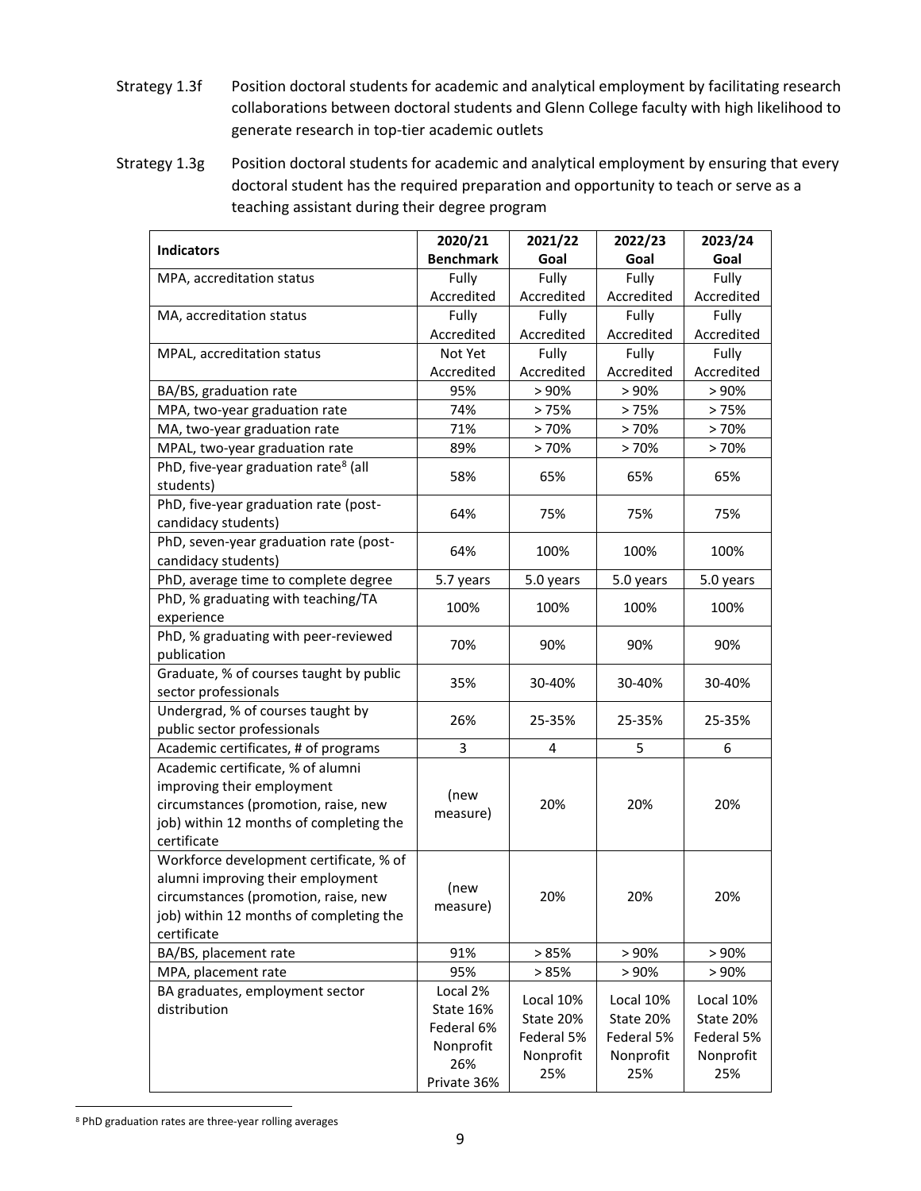Strategy 1.3f Position doctoral students for academic and analytical employment by facilitating research collaborations between doctoral students and Glenn College faculty with high likelihood to generate research in top-tier academic outlets

Strategy 1.3g Position doctoral students for academic and analytical employment by ensuring that every doctoral student has the required preparation and opportunity to teach or serve as a teaching assistant during their degree program

| Indicators | 2020/21 Benchmark | 2021/22 Goal | 2022/23 Goal | 2023/24 Goal |
|---|---|---|---|---|
| MPA, accreditation status | Fully Accredited | Fully Accredited | Fully Accredited | Fully Accredited |
| MA, accreditation status | Fully Accredited | Fully Accredited | Fully Accredited | Fully Accredited |
| MPAL, accreditation status | Not Yet Accredited | Fully Accredited | Fully Accredited | Fully Accredited |
| BA/BS, graduation rate | 95% | > 90% | > 90% | > 90% |
| MPA, two-year graduation rate | 74% | > 75% | > 75% | > 75% |
| MA, two-year graduation rate | 71% | > 70% | > 70% | > 70% |
| MPAL, two-year graduation rate | 89% | > 70% | > 70% | > 70% |
| PhD, five-year graduation rate[8] (all students) | 58% | 65% | 65% | 65% |
| PhD, five-year graduation rate (post-candidacy students) | 64% | 75% | 75% | 75% |
| PhD, seven-year graduation rate (post-candidacy students) | 64% | 100% | 100% | 100% |
| PhD, average time to complete degree | 5.7 years | 5.0 years | 5.0 years | 5.0 years |
| PhD, % graduating with teaching/TA experience | 100% | 100% | 100% | 100% |
| PhD, % graduating with peer-reviewed publication | 70% | 90% | 90% | 90% |
| Graduate, % of courses taught by public sector professionals | 35% | 30-40% | 30-40% | 30-40% |
| Undergrad, % of courses taught by public sector professionals | 26% | 25-35% | 25-35% | 25-35% |
| Academic certificates, # of programs | 3 | 4 | 5 | 6 |
| Academic certificate, % of alumni improving their employment circumstances (promotion, raise, new job) within 12 months of completing the certificate | (new measure) | 20% | 20% | 20% |
| Workforce development certificate, % of alumni improving their employment circumstances (promotion, raise, new job) within 12 months of completing the certificate | (new measure) | 20% | 20% | 20% |
| BA/BS, placement rate | 91% | > 85% | > 90% | > 90% |
| MPA, placement rate | 95% | > 85% | > 90% | > 90% |
| BA graduates, employment sector distribution | Local 2% State 16% Federal 6% Nonprofit 26% Private 36% | Local 10% State 20% Federal 5% Nonprofit 25% | Local 10% State 20% Federal 5% Nonprofit 25% | Local 10% State 20% Federal 5% Nonprofit 25% |

[8] PhD graduation rates are three-year rolling averages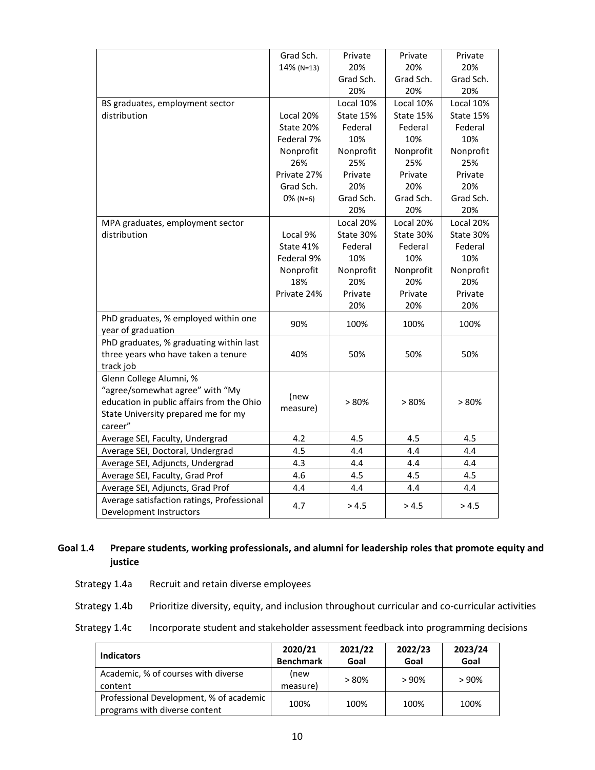| | | | | |
|---|---|---|---|---|
| | Grad Sch. 14% (N=13) | Private 20% Grad Sch. 20% | Private 20% Grad Sch. 20% | Private 20% Grad Sch. 20% |
| BS graduates, employment sector distribution | Local 20% State 20% Federal 7% Nonprofit 26% Private 27% Grad Sch. 0% (N=6) | Local 10% State 15% Federal 10% Nonprofit 25% Private 20% Grad Sch. 20% | Local 10% State 15% Federal 10% Nonprofit 25% Private 20% Grad Sch. 20% | Local 10% State 15% Federal 10% Nonprofit 25% Private 20% Grad Sch. 20% |
| MPA graduates, employment sector distribution | Local 9% State 41% Federal 9% Nonprofit 18% Private 24% | Local 20% State 30% Federal 10% Nonprofit 20% Private 20% | Local 20% State 30% Federal 10% Nonprofit 20% Private 20% | Local 20% State 30% Federal 10% Nonprofit 20% Private 20% |
| PhD graduates, % employed within one year of graduation | 90% | 100% | 100% | 100% |
| PhD graduates, % graduating within last three years who have taken a tenure track job | 40% | 50% | 50% | 50% |
| Glenn College Alumni, % "agree/somewhat agree" with "My education in public affairs from the Ohio State University prepared me for my career" | (new measure) | > 80% | > 80% | > 80% |
| Average SEI, Faculty, Undergrad | 4.2 | 4.5 | 4.5 | 4.5 |
| Average SEI, Doctoral, Undergrad | 4.5 | 4.4 | 4.4 | 4.4 |
| Average SEI, Adjuncts, Undergrad | 4.3 | 4.4 | 4.4 | 4.4 |
| Average SEI, Faculty, Grad Prof | 4.6 | 4.5 | 4.5 | 4.5 |
| Average SEI, Adjuncts, Grad Prof | 4.4 | 4.4 | 4.4 | 4.4 |
| Average satisfaction ratings, Professional Development Instructors | 4.7 | > 4.5 | > 4.5 | > 4.5 |

### Goal 1.4 Prepare students, working professionals, and alumni for leadership roles that promote equity and justice

Strategy 1.4a Recruit and retain diverse employees

Strategy 1.4b Prioritize diversity, equity, and inclusion throughout curricular and co-curricular activities

Strategy 1.4c Incorporate student and stakeholder assessment feedback into programming decisions

| Indicators | 2020/21 Benchmark | 2021/22 Goal | 2022/23 Goal | 2023/24 Goal |
|---|---|---|---|---|
| Academic, % of courses with diverse content | (new measure) | > 80% | > 90% | > 90% |
| Professional Development, % of academic programs with diverse content | 100% | 100% | 100% | 100% |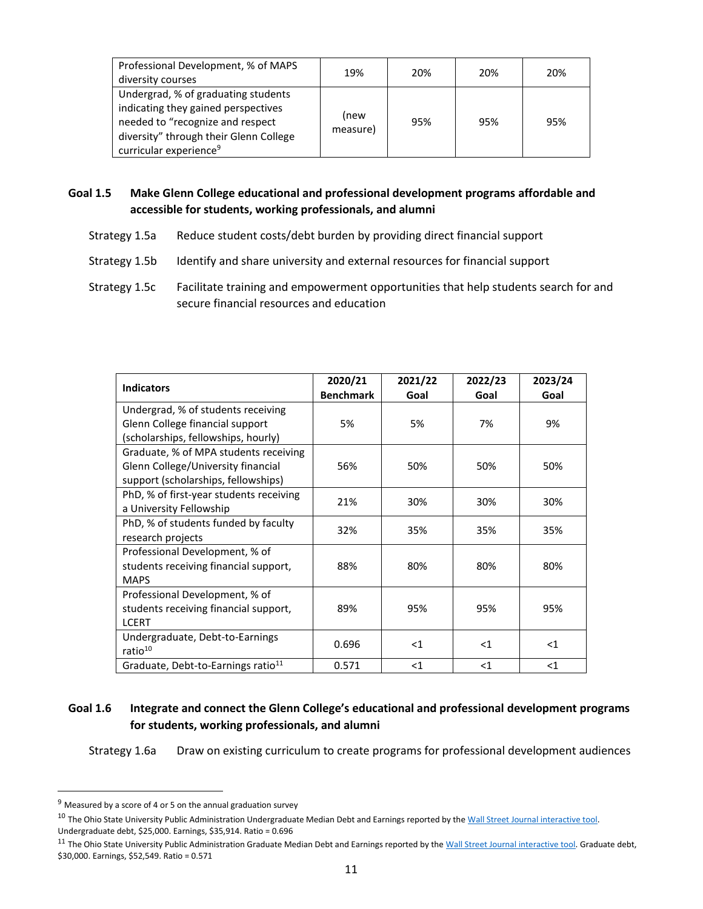| | | | | |
|---|---|---|---|---|
| Professional Development, % of MAPS diversity courses | 19% | 20% | 20% | 20% |
| Undergrad, % of graduating students indicating they gained perspectives needed to "recognize and respect diversity" through their Glenn College curricular experience[9] | (new measure) | 95% | 95% | 95% |

### Goal 1.5 Make Glenn College educational and professional development programs affordable and accessible for students, working professionals, and alumni

Strategy 1.5a Reduce student costs/debt burden by providing direct financial support

Strategy 1.5b Identify and share university and external resources for financial support

Strategy 1.5c Facilitate training and empowerment opportunities that help students search for and secure financial resources and education

| Indicators | 2020/21 Benchmark | 2021/22 Goal | 2022/23 Goal | 2023/24 Goal |
|---|---|---|---|---|
| Undergrad, % of students receiving Glenn College financial support (scholarships, fellowships, hourly) | 5% | 5% | 7% | 9% |
| Graduate, % of MPA students receiving Glenn College/University financial support (scholarships, fellowships) | 56% | 50% | 50% | 50% |
| PhD, % of first-year students receiving a University Fellowship | 21% | 30% | 30% | 30% |
| PhD, % of students funded by faculty research projects | 32% | 35% | 35% | 35% |
| Professional Development, % of students receiving financial support, MAPS | 88% | 80% | 80% | 80% |
| Professional Development, % of students receiving financial support, LCERT | 89% | 95% | 95% | 95% |
| Undergraduate, Debt-to-Earnings ratio[10] | 0.696 | <1 | <1 | <1 |
| Graduate, Debt-to-Earnings ratio[11] | 0.571 | <1 | <1 | <1 |

### Goal 1.6 Integrate and connect the Glenn College's educational and professional development programs for students, working professionals, and alumni

Strategy 1.6a Draw on existing curriculum to create programs for professional development audiences

---

[9] Measured by a score of 4 or 5 on the annual graduation survey

[10] The Ohio State University Public Administration Undergraduate Median Debt and Earnings reported by the Wall Street Journal interactive tool. Undergraduate debt, $25,000. Earnings, $35,914. Ratio = 0.696

[11] The Ohio State University Public Administration Graduate Median Debt and Earnings reported by the Wall Street Journal interactive tool. Graduate debt, $30,000. Earnings, $52,549. Ratio = 0.571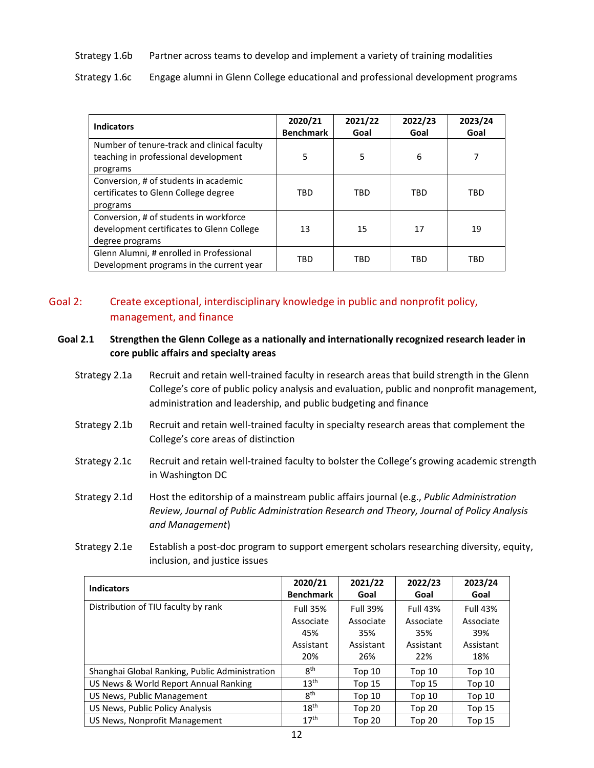Strategy 1.6b Partner across teams to develop and implement a variety of training modalities

Strategy 1.6c Engage alumni in Glenn College educational and professional development programs

| Indicators | 2020/21 Benchmark | 2021/22 Goal | 2022/23 Goal | 2023/24 Goal |
|---|---|---|---|---|
| Number of tenure-track and clinical faculty teaching in professional development programs | 5 | 5 | 6 | 7 |
| Conversion, # of students in academic certificates to Glenn College degree programs | TBD | TBD | TBD | TBD |
| Conversion, # of students in workforce development certificates to Glenn College degree programs | 13 | 15 | 17 | 19 |
| Glenn Alumni, # enrolled in Professional Development programs in the current year | TBD | TBD | TBD | TBD |

## Goal 2: Create exceptional, interdisciplinary knowledge in public and nonprofit policy, management, and finance

### Goal 2.1 Strengthen the Glenn College as a nationally and internationally recognized research leader in core public affairs and specialty areas

Strategy 2.1a Recruit and retain well-trained faculty in research areas that build strength in the Glenn College's core of public policy analysis and evaluation, public and nonprofit management, administration and leadership, and public budgeting and finance

Strategy 2.1b Recruit and retain well-trained faculty in specialty research areas that complement the College's core areas of distinction

Strategy 2.1c Recruit and retain well-trained faculty to bolster the College's growing academic strength in Washington DC

Strategy 2.1d Host the editorship of a mainstream public affairs journal (e.g., *Public Administration Review, Journal of Public Administration Research and Theory, Journal of Policy Analysis and Management*)

Strategy 2.1e Establish a post-doc program to support emergent scholars researching diversity, equity, inclusion, and justice issues

| Indicators | 2020/21 Benchmark | 2021/22 Goal | 2022/23 Goal | 2023/24 Goal |
|---|---|---|---|---|
| Distribution of TIU faculty by rank | Full 35% Associate 45% Assistant 20% | Full 39% Associate 35% Assistant 26% | Full 43% Associate 35% Assistant 22% | Full 43% Associate 39% Assistant 18% |
| Shanghai Global Ranking, Public Administration | 8th | Top 10 | Top 10 | Top 10 |
| US News & World Report Annual Ranking | 13th | Top 15 | Top 15 | Top 10 |
| US News, Public Management | 8th | Top 10 | Top 10 | Top 10 |
| US News, Public Policy Analysis | 18th | Top 20 | Top 20 | Top 15 |
| US News, Nonprofit Management | 17th | Top 20 | Top 20 | Top 15 |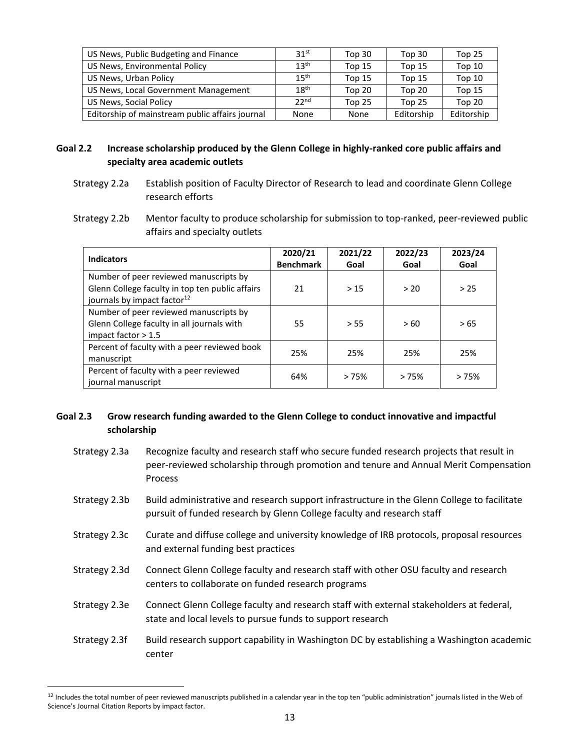| | | | | |
|---|---|---|---|---|
| US News, Public Budgeting and Finance | 31st | Top 30 | Top 30 | Top 25 |
| US News, Environmental Policy | 13th | Top 15 | Top 15 | Top 10 |
| US News, Urban Policy | 15th | Top 15 | Top 15 | Top 10 |
| US News, Local Government Management | 18th | Top 20 | Top 20 | Top 15 |
| US News, Social Policy | 22nd | Top 25 | Top 25 | Top 20 |
| Editorship of mainstream public affairs journal | None | None | Editorship | Editorship |

**Goal 2.2 Increase scholarship produced by the Glenn College in highly-ranked core public affairs and specialty area academic outlets**

Strategy 2.2a Establish position of Faculty Director of Research to lead and coordinate Glenn College research efforts

Strategy 2.2b Mentor faculty to produce scholarship for submission to top-ranked, peer-reviewed public affairs and specialty outlets

| Indicators | 2020/21 Benchmark | 2021/22 Goal | 2022/23 Goal | 2023/24 Goal |
|---|---|---|---|---|
| Number of peer reviewed manuscripts by Glenn College faculty in top ten public affairs journals by impact factor[12] | 21 | > 15 | > 20 | > 25 |
| Number of peer reviewed manuscripts by Glenn College faculty in all journals with impact factor > 1.5 | 55 | > 55 | > 60 | > 65 |
| Percent of faculty with a peer reviewed book manuscript | 25% | 25% | 25% | 25% |
| Percent of faculty with a peer reviewed journal manuscript | 64% | > 75% | > 75% | > 75% |

**Goal 2.3 Grow research funding awarded to the Glenn College to conduct innovative and impactful scholarship**

Strategy 2.3a Recognize faculty and research staff who secure funded research projects that result in peer-reviewed scholarship through promotion and tenure and Annual Merit Compensation Process

Strategy 2.3b Build administrative and research support infrastructure in the Glenn College to facilitate pursuit of funded research by Glenn College faculty and research staff

Strategy 2.3c Curate and diffuse college and university knowledge of IRB protocols, proposal resources and external funding best practices

Strategy 2.3d Connect Glenn College faculty and research staff with other OSU faculty and research centers to collaborate on funded research programs

Strategy 2.3e Connect Glenn College faculty and research staff with external stakeholders at federal, state and local levels to pursue funds to support research

Strategy 2.3f Build research support capability in Washington DC by establishing a Washington academic center

[12] Includes the total number of peer reviewed manuscripts published in a calendar year in the top ten "public administration" journals listed in the Web of Science's Journal Citation Reports by impact factor.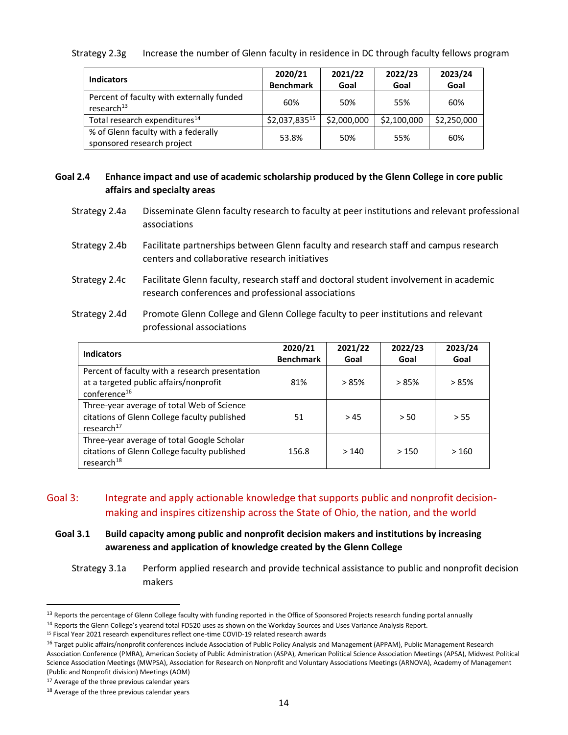Strategy 2.3g Increase the number of Glenn faculty in residence in DC through faculty fellows program

| Indicators | 2020/21 Benchmark | 2021/22 Goal | 2022/23 Goal | 2023/24 Goal |
|---|---|---|---|---|
| Percent of faculty with externally funded research[13] | 60% | 50% | 55% | 60% |
| Total research expenditures[14] | $2,037,835[15] | $2,000,000 | $2,100,000 | $2,250,000 |
| % of Glenn faculty with a federally sponsored research project | 53.8% | 50% | 55% | 60% |

### Goal 2.4 Enhance impact and use of academic scholarship produced by the Glenn College in core public affairs and specialty areas

Strategy 2.4a Disseminate Glenn faculty research to faculty at peer institutions and relevant professional associations

Strategy 2.4b Facilitate partnerships between Glenn faculty and research staff and campus research centers and collaborative research initiatives

Strategy 2.4c Facilitate Glenn faculty, research staff and doctoral student involvement in academic research conferences and professional associations

Strategy 2.4d Promote Glenn College and Glenn College faculty to peer institutions and relevant professional associations

| Indicators | 2020/21 Benchmark | 2021/22 Goal | 2022/23 Goal | 2023/24 Goal |
|---|---|---|---|---|
| Percent of faculty with a research presentation at a targeted public affairs/nonprofit conference[16] | 81% | > 85% | > 85% | > 85% |
| Three-year average of total Web of Science citations of Glenn College faculty published research[17] | 51 | > 45 | > 50 | > 55 |
| Three-year average of total Google Scholar citations of Glenn College faculty published research[18] | 156.8 | > 140 | > 150 | > 160 |

## Goal 3: Integrate and apply actionable knowledge that supports public and nonprofit decision-making and inspires citizenship across the State of Ohio, the nation, and the world

### Goal 3.1 Build capacity among public and nonprofit decision makers and institutions by increasing awareness and application of knowledge created by the Glenn College

Strategy 3.1a Perform applied research and provide technical assistance to public and nonprofit decision makers

---

[13] Reports the percentage of Glenn College faculty with funding reported in the Office of Sponsored Projects research funding portal annually

[14] Reports the Glenn College's yearend total FD520 uses as shown on the Workday Sources and Uses Variance Analysis Report.

[15] Fiscal Year 2021 research expenditures reflect one-time COVID-19 related research awards

[16] Target public affairs/nonprofit conferences include Association of Public Policy Analysis and Management (APPAM), Public Management Research Association Conference (PMRA), American Society of Public Administration (ASPA), American Political Science Association Meetings (APSA), Midwest Political Science Association Meetings (MWPSA), Association for Research on Nonprofit and Voluntary Associations Meetings (ARNOVA), Academy of Management (Public and Nonprofit division) Meetings (AOM)

[17] Average of the three previous calendar years

[18] Average of the three previous calendar years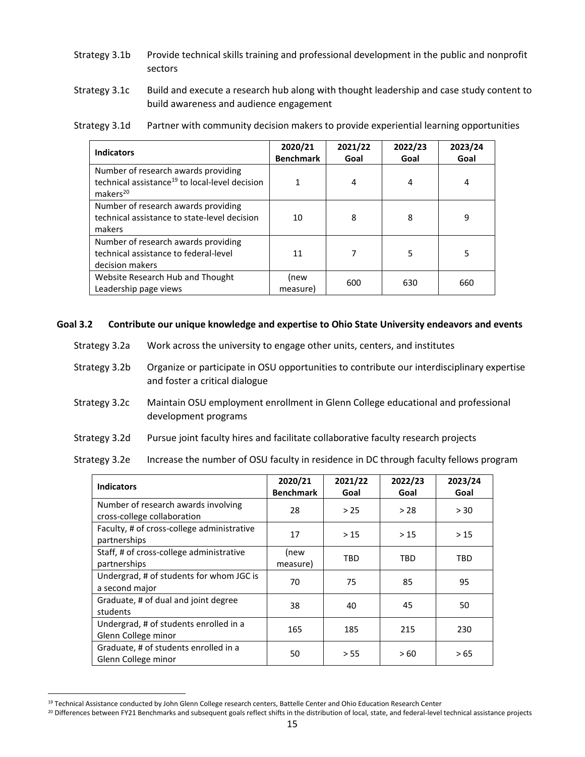Strategy 3.1b Provide technical skills training and professional development in the public and nonprofit sectors

Strategy 3.1c Build and execute a research hub along with thought leadership and case study content to build awareness and audience engagement

Strategy 3.1d Partner with community decision makers to provide experiential learning opportunities

| Indicators | 2020/21 Benchmark | 2021/22 Goal | 2022/23 Goal | 2023/24 Goal |
|---|---|---|---|---|
| Number of research awards providing technical assistance[19] to local-level decision makers[20] | 1 | 4 | 4 | 4 |
| Number of research awards providing technical assistance to state-level decision makers | 10 | 8 | 8 | 9 |
| Number of research awards providing technical assistance to federal-level decision makers | 11 | 7 | 5 | 5 |
| Website Research Hub and Thought Leadership page views | (new measure) | 600 | 630 | 660 |

### Goal 3.2 Contribute our unique knowledge and expertise to Ohio State University endeavors and events

Strategy 3.2a Work across the university to engage other units, centers, and institutes

Strategy 3.2b Organize or participate in OSU opportunities to contribute our interdisciplinary expertise and foster a critical dialogue

Strategy 3.2c Maintain OSU employment enrollment in Glenn College educational and professional development programs

Strategy 3.2d Pursue joint faculty hires and facilitate collaborative faculty research projects

Strategy 3.2e Increase the number of OSU faculty in residence in DC through faculty fellows program

| Indicators | 2020/21 Benchmark | 2021/22 Goal | 2022/23 Goal | 2023/24 Goal |
|---|---|---|---|---|
| Number of research awards involving cross-college collaboration | 28 | > 25 | > 28 | > 30 |
| Faculty, # of cross-college administrative partnerships | 17 | > 15 | > 15 | > 15 |
| Staff, # of cross-college administrative partnerships | (new measure) | TBD | TBD | TBD |
| Undergrad, # of students for whom JGC is a second major | 70 | 75 | 85 | 95 |
| Graduate, # of dual and joint degree students | 38 | 40 | 45 | 50 |
| Undergrad, # of students enrolled in a Glenn College minor | 165 | 185 | 215 | 230 |
| Graduate, # of students enrolled in a Glenn College minor | 50 | > 55 | > 60 | > 65 |

[19] Technical Assistance conducted by John Glenn College research centers, Battelle Center and Ohio Education Research Center

[20] Differences between FY21 Benchmarks and subsequent goals reflect shifts in the distribution of local, state, and federal-level technical assistance projects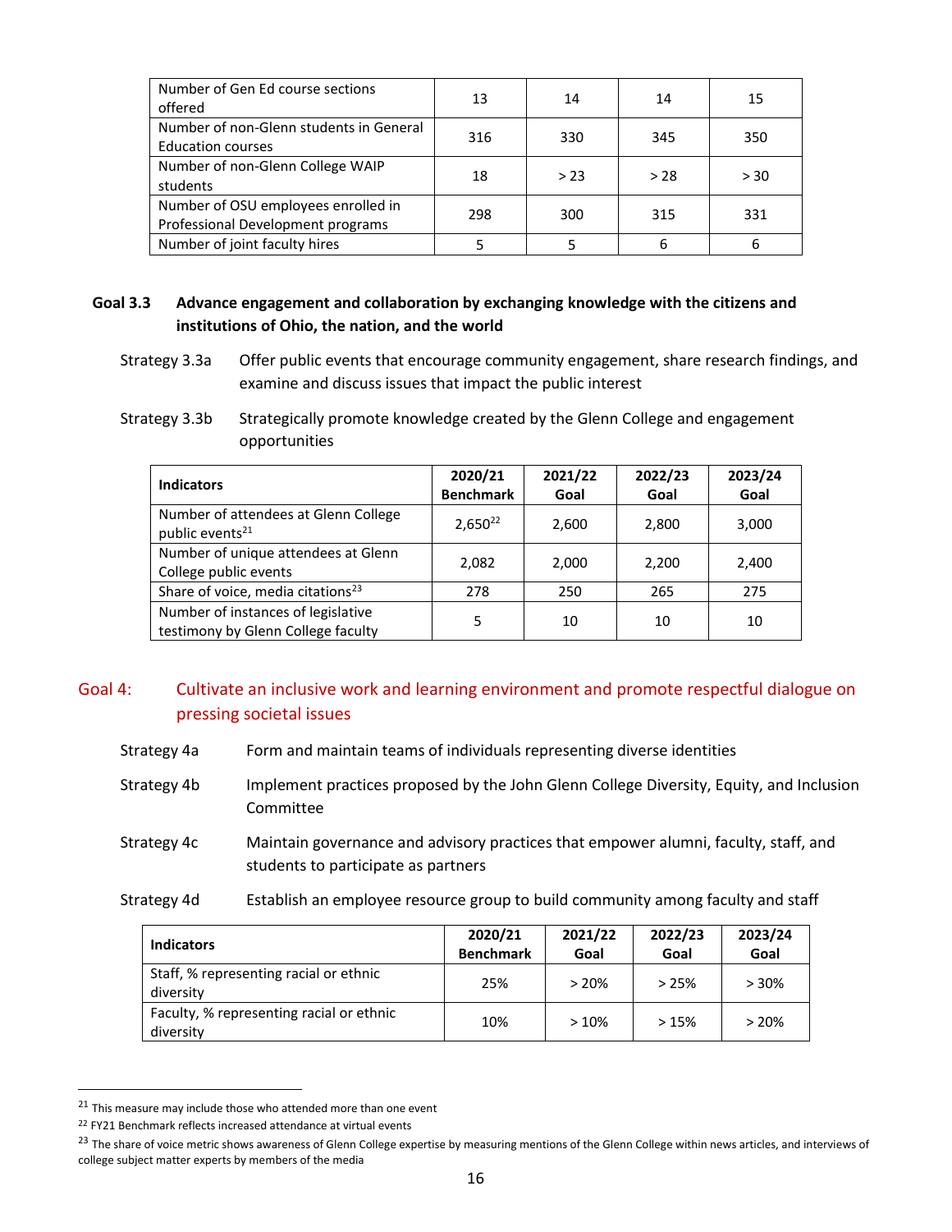| Number of Gen Ed course sections offered | 13 | 14 | 14 | 15 |
|---|---|---|---|---|
| Number of non-Glenn students in General Education courses | 316 | 330 | 345 | 350 |
| Number of non-Glenn College WAIP students | 18 | > 23 | > 28 | > 30 |
| Number of OSU employees enrolled in Professional Development programs | 298 | 300 | 315 | 331 |
| Number of joint faculty hires | 5 | 5 | 6 | 6 |

### Goal 3.3 **Advance engagement and collaboration by exchanging knowledge with the citizens and institutions of Ohio, the nation, and the world**

Strategy 3.3a Offer public events that encourage community engagement, share research findings, and examine and discuss issues that impact the public interest

Strategy 3.3b Strategically promote knowledge created by the Glenn College and engagement opportunities

| Indicators | 2020/21 Benchmark | 2021/22 Goal | 2022/23 Goal | 2023/24 Goal |
|---|---|---|---|---|
| Number of attendees at Glenn College public events[21] | 2,650[22] | 2,600 | 2,800 | 3,000 |
| Number of unique attendees at Glenn College public events | 2,082 | 2,000 | 2,200 | 2,400 |
| Share of voice, media citations[23] | 278 | 250 | 265 | 275 |
| Number of instances of legislative testimony by Glenn College faculty | 5 | 10 | 10 | 10 |

## Goal 4: Cultivate an inclusive work and learning environment and promote respectful dialogue on pressing societal issues

Strategy 4a Form and maintain teams of individuals representing diverse identities

Strategy 4b Implement practices proposed by the John Glenn College Diversity, Equity, and Inclusion Committee

Strategy 4c Maintain governance and advisory practices that empower alumni, faculty, staff, and students to participate as partners

Strategy 4d Establish an employee resource group to build community among faculty and staff

| Indicators | 2020/21 Benchmark | 2021/22 Goal | 2022/23 Goal | 2023/24 Goal |
|---|---|---|---|---|
| Staff, % representing racial or ethnic diversity | 25% | > 20% | > 25% | > 30% |
| Faculty, % representing racial or ethnic diversity | 10% | > 10% | > 15% | > 20% |

[21] This measure may include those who attended more than one event

[22] FY21 Benchmark reflects increased attendance at virtual events

[23] The share of voice metric shows awareness of Glenn College expertise by measuring mentions of the Glenn College within news articles, and interviews of college subject matter experts by members of the media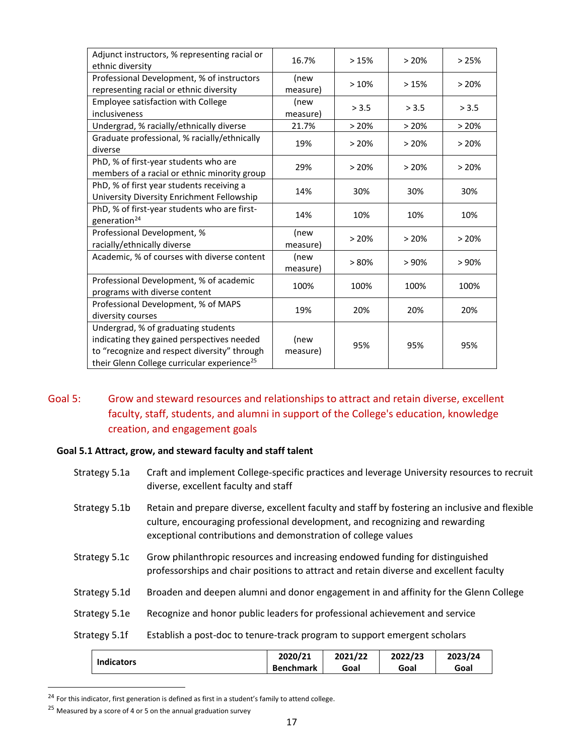| | | | | |
|---|---|---|---|---|
| Adjunct instructors, % representing racial or ethnic diversity | 16.7% | > 15% | > 20% | > 25% |
| Professional Development, % of instructors representing racial or ethnic diversity | (new measure) | > 10% | > 15% | > 20% |
| Employee satisfaction with College inclusiveness | (new measure) | > 3.5 | > 3.5 | > 3.5 |
| Undergrad, % racially/ethnically diverse | 21.7% | > 20% | > 20% | > 20% |
| Graduate professional, % racially/ethnically diverse | 19% | > 20% | > 20% | > 20% |
| PhD, % of first-year students who are members of a racial or ethnic minority group | 29% | > 20% | > 20% | > 20% |
| PhD, % of first year students receiving a University Diversity Enrichment Fellowship | 14% | 30% | 30% | 30% |
| PhD, % of first-year students who are first-generation[24] | 14% | 10% | 10% | 10% |
| Professional Development, % racially/ethnically diverse | (new measure) | > 20% | > 20% | > 20% |
| Academic, % of courses with diverse content | (new measure) | > 80% | > 90% | > 90% |
| Professional Development, % of academic programs with diverse content | 100% | 100% | 100% | 100% |
| Professional Development, % of MAPS diversity courses | 19% | 20% | 20% | 20% |
| Undergrad, % of graduating students indicating they gained perspectives needed to "recognize and respect diversity" through their Glenn College curricular experience[25] | (new measure) | 95% | 95% | 95% |

## Goal 5: Grow and steward resources and relationships to attract and retain diverse, excellent faculty, staff, students, and alumni in support of the College's education, knowledge creation, and engagement goals

### Goal 5.1 Attract, grow, and steward faculty and staff talent

- Strategy 5.1a Craft and implement College-specific practices and leverage University resources to recruit diverse, excellent faculty and staff
- Strategy 5.1b Retain and prepare diverse, excellent faculty and staff by fostering an inclusive and flexible culture, encouraging professional development, and recognizing and rewarding exceptional contributions and demonstration of college values
- Strategy 5.1c Grow philanthropic resources and increasing endowed funding for distinguished professorships and chair positions to attract and retain diverse and excellent faculty
- Strategy 5.1d Broaden and deepen alumni and donor engagement in and affinity for the Glenn College
- Strategy 5.1e Recognize and honor public leaders for professional achievement and service
- Strategy 5.1f Establish a post-doc to tenure-track program to support emergent scholars

| Indicators | 2020/21 Benchmark | 2021/22 Goal | 2022/23 Goal | 2023/24 Goal |
|---|---|---|---|---|

[24] For this indicator, first generation is defined as first in a student's family to attend college.

[25] Measured by a score of 4 or 5 on the annual graduation survey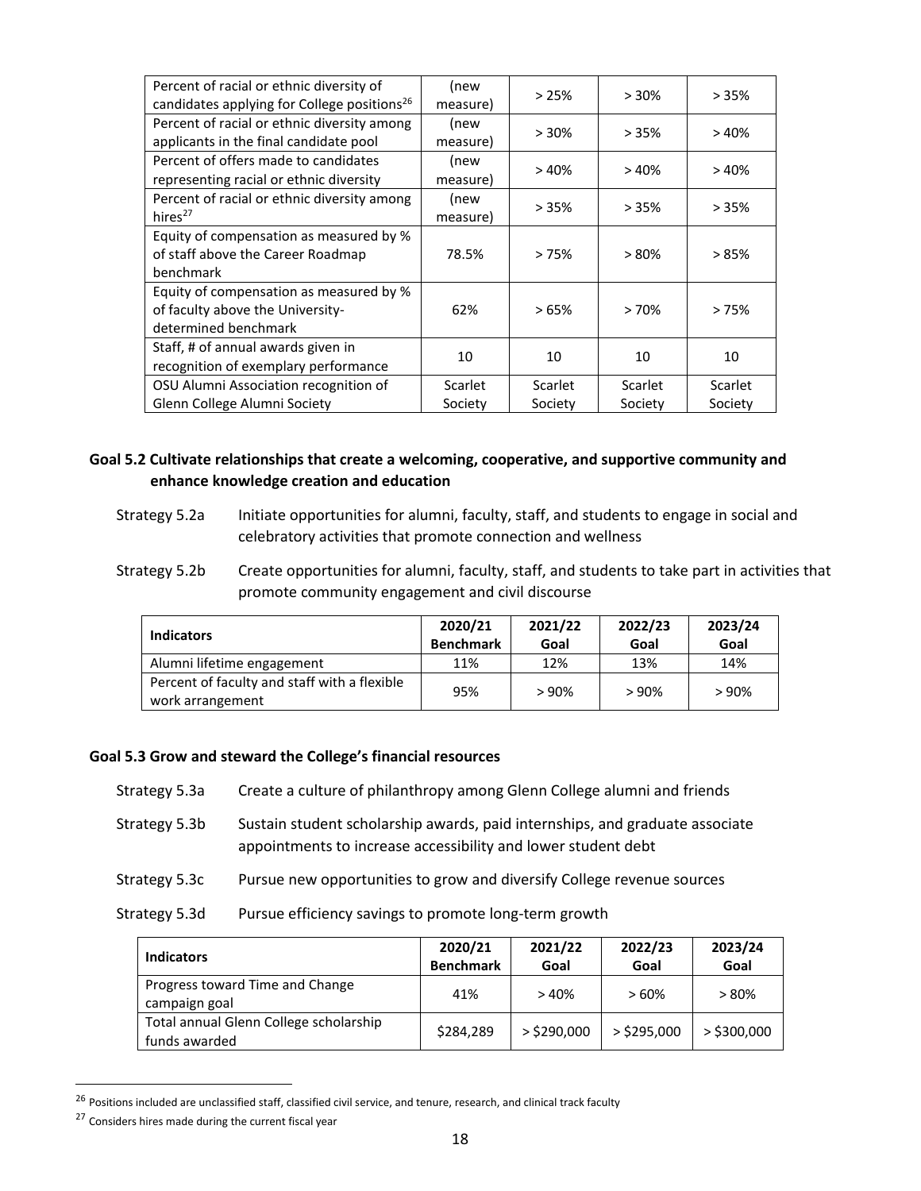| | | | | |
|---|---|---|---|---|
| Percent of racial or ethnic diversity of candidates applying for College positions[26] | (new measure) | > 25% | > 30% | > 35% |
| Percent of racial or ethnic diversity among applicants in the final candidate pool | (new measure) | > 30% | > 35% | > 40% |
| Percent of offers made to candidates representing racial or ethnic diversity | (new measure) | > 40% | > 40% | > 40% |
| Percent of racial or ethnic diversity among hires[27] | (new measure) | > 35% | > 35% | > 35% |
| Equity of compensation as measured by % of staff above the Career Roadmap benchmark | 78.5% | > 75% | > 80% | > 85% |
| Equity of compensation as measured by % of faculty above the University-determined benchmark | 62% | > 65% | > 70% | > 75% |
| Staff, # of annual awards given in recognition of exemplary performance | 10 | 10 | 10 | 10 |
| OSU Alumni Association recognition of Glenn College Alumni Society | Scarlet Society | Scarlet Society | Scarlet Society | Scarlet Society |

**Goal 5.2 Cultivate relationships that create a welcoming, cooperative, and supportive community and enhance knowledge creation and education**

Strategy 5.2a Initiate opportunities for alumni, faculty, staff, and students to engage in social and celebratory activities that promote connection and wellness

Strategy 5.2b Create opportunities for alumni, faculty, staff, and students to take part in activities that promote community engagement and civil discourse

| Indicators | 2020/21 Benchmark | 2021/22 Goal | 2022/23 Goal | 2023/24 Goal |
|---|---|---|---|---|
| Alumni lifetime engagement | 11% | 12% | 13% | 14% |
| Percent of faculty and staff with a flexible work arrangement | 95% | > 90% | > 90% | > 90% |

**Goal 5.3 Grow and steward the College's financial resources**

Strategy 5.3a Create a culture of philanthropy among Glenn College alumni and friends

Strategy 5.3b Sustain student scholarship awards, paid internships, and graduate associate appointments to increase accessibility and lower student debt

Strategy 5.3c Pursue new opportunities to grow and diversify College revenue sources

Strategy 5.3d Pursue efficiency savings to promote long-term growth

| Indicators | 2020/21 Benchmark | 2021/22 Goal | 2022/23 Goal | 2023/24 Goal |
|---|---|---|---|---|
| Progress toward Time and Change campaign goal | 41% | > 40% | > 60% | > 80% |
| Total annual Glenn College scholarship funds awarded | $284,289 | > $290,000 | > $295,000 | > $300,000 |

[26] Positions included are unclassified staff, classified civil service, and tenure, research, and clinical track faculty

[27] Considers hires made during the current fiscal year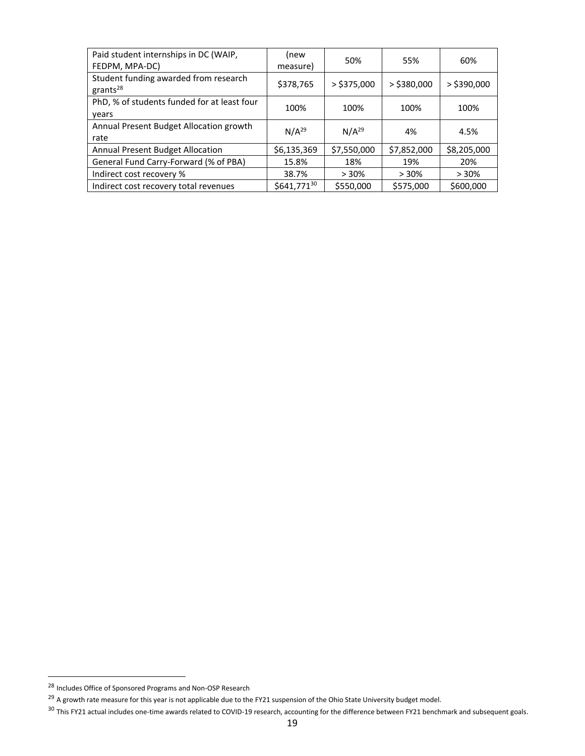| | | | | |
|---|---|---|---|---|
| Paid student internships in DC (WAIP, FEDPM, MPA-DC) | (new measure) | 50% | 55% | 60% |
| Student funding awarded from research grants[28] | $378,765 | > $375,000 | > $380,000 | > $390,000 |
| PhD, % of students funded for at least four years | 100% | 100% | 100% | 100% |
| Annual Present Budget Allocation growth rate | N/A[29] | N/A[29] | 4% | 4.5% |
| Annual Present Budget Allocation | $6,135,369 | $7,550,000 | $7,852,000 | $8,205,000 |
| General Fund Carry-Forward (% of PBA) | 15.8% | 18% | 19% | 20% |
| Indirect cost recovery % | 38.7% | > 30% | > 30% | > 30% |
| Indirect cost recovery total revenues | $641,771[30] | $550,000 | $575,000 | $600,000 |

[28] Includes Office of Sponsored Programs and Non-OSP Research

[29] A growth rate measure for this year is not applicable due to the FY21 suspension of the Ohio State University budget model.

[30] This FY21 actual includes one-time awards related to COVID-19 research, accounting for the difference between FY21 benchmark and subsequent goals.